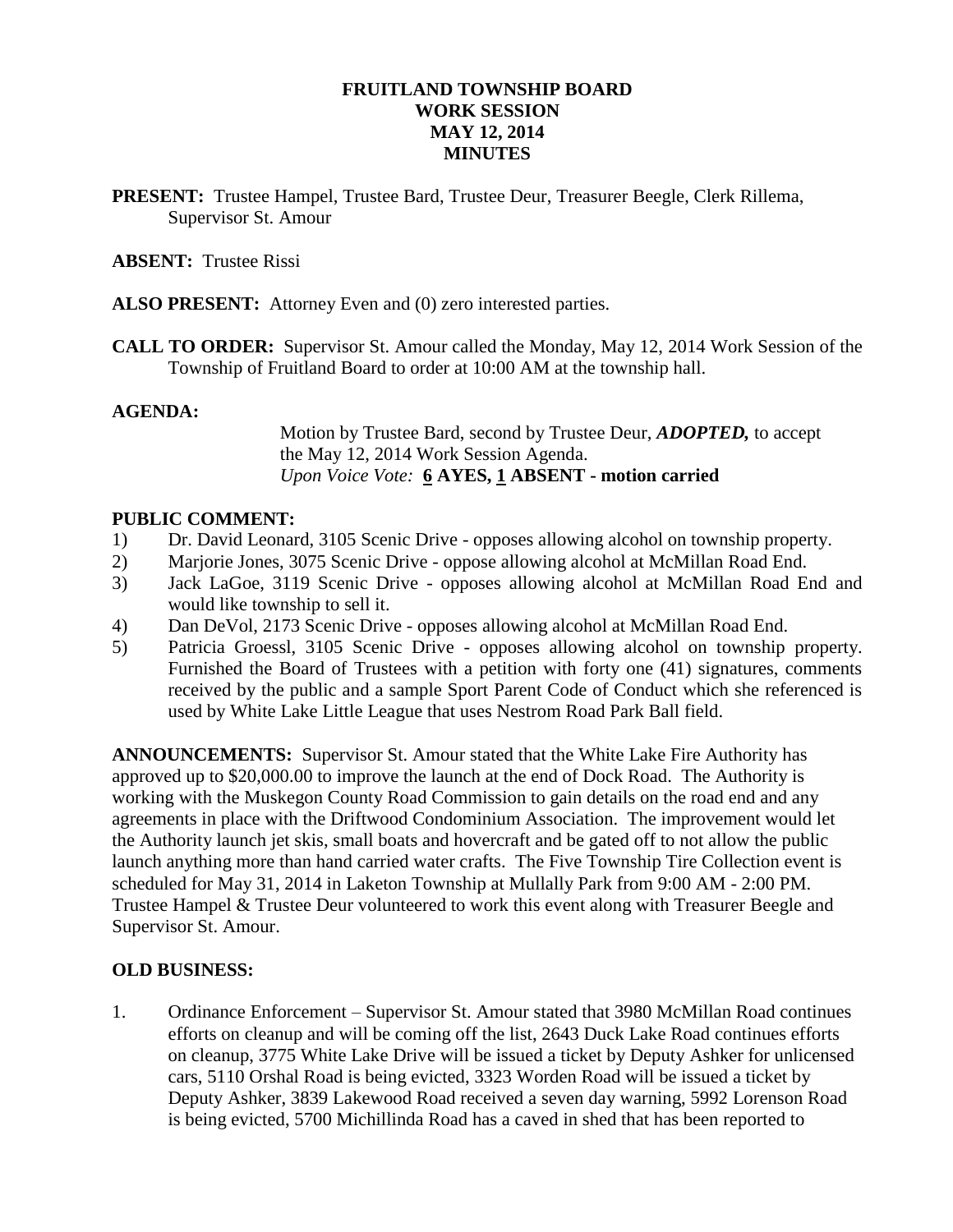# FRUITLAND TOWNSHIP BOARD
## WORK SESSION
## MAY 12, 2014
## MINUTES

**PRESENT:** Trustee Hampel, Trustee Bard, Trustee Deur, Treasurer Beegle, Clerk Rillema, Supervisor St. Amour

**ABSENT:** Trustee Rissi

**ALSO PRESENT:** Attorney Even and (0) zero interested parties.

**CALL TO ORDER:** Supervisor St. Amour called the Monday, May 12, 2014 Work Session of the Township of Fruitland Board to order at 10:00 AM at the township hall.

**AGENDA:**

Motion by Trustee Bard, second by Trustee Deur, ***ADOPTED,*** to accept the May 12, 2014 Work Session Agenda.
*Upon Voice Vote:* **6 AYES, 1 ABSENT - motion carried**

**PUBLIC COMMENT:**

1) Dr. David Leonard, 3105 Scenic Drive - opposes allowing alcohol on township property.
2) Marjorie Jones, 3075 Scenic Drive - oppose allowing alcohol at McMillan Road End.
3) Jack LaGoe, 3119 Scenic Drive - opposes allowing alcohol at McMillan Road End and would like township to sell it.
4) Dan DeVol, 2173 Scenic Drive - opposes allowing alcohol at McMillan Road End.
5) Patricia Groessl, 3105 Scenic Drive - opposes allowing alcohol on township property. Furnished the Board of Trustees with a petition with forty one (41) signatures, comments received by the public and a sample Sport Parent Code of Conduct which she referenced is used by White Lake Little League that uses Nestrom Road Park Ball field.

**ANNOUNCEMENTS:** Supervisor St. Amour stated that the White Lake Fire Authority has approved up to $20,000.00 to improve the launch at the end of Dock Road. The Authority is working with the Muskegon County Road Commission to gain details on the road end and any agreements in place with the Driftwood Condominium Association. The improvement would let the Authority launch jet skis, small boats and hovercraft and be gated off to not allow the public launch anything more than hand carried water crafts. The Five Township Tire Collection event is scheduled for May 31, 2014 in Laketon Township at Mullally Park from 9:00 AM - 2:00 PM. Trustee Hampel & Trustee Deur volunteered to work this event along with Treasurer Beegle and Supervisor St. Amour.

**OLD BUSINESS:**

1. Ordinance Enforcement – Supervisor St. Amour stated that 3980 McMillan Road continues efforts on cleanup and will be coming off the list, 2643 Duck Lake Road continues efforts on cleanup, 3775 White Lake Drive will be issued a ticket by Deputy Ashker for unlicensed cars, 5110 Orshal Road is being evicted, 3323 Worden Road will be issued a ticket by Deputy Ashker, 3839 Lakewood Road received a seven day warning, 5992 Lorenson Road is being evicted, 5700 Michillinda Road has a caved in shed that has been reported to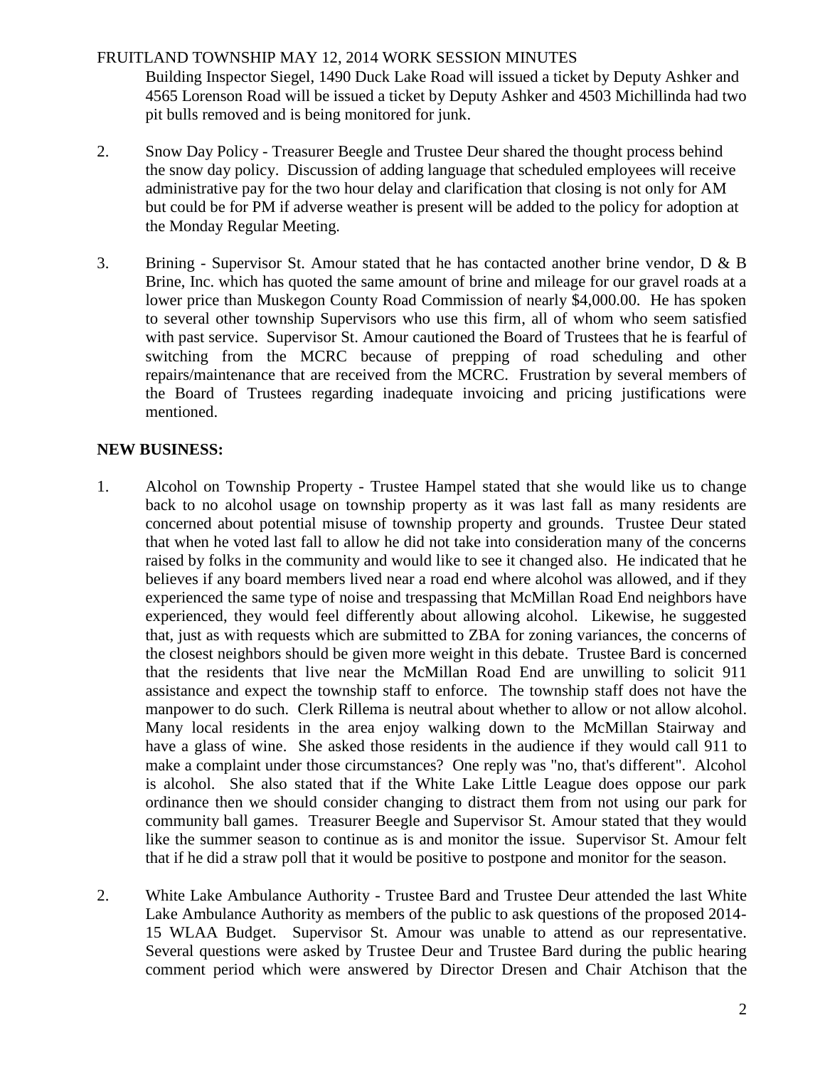Building Inspector Siegel, 1490 Duck Lake Road will issued a ticket by Deputy Ashker and 4565 Lorenson Road will be issued a ticket by Deputy Ashker and 4503 Michillinda had two pit bulls removed and is being monitored for junk.

2. Snow Day Policy - Treasurer Beegle and Trustee Deur shared the thought process behind the snow day policy. Discussion of adding language that scheduled employees will receive administrative pay for the two hour delay and clarification that closing is not only for AM but could be for PM if adverse weather is present will be added to the policy for adoption at the Monday Regular Meeting.

3. Brining - Supervisor St. Amour stated that he has contacted another brine vendor, D & B Brine, Inc. which has quoted the same amount of brine and mileage for our gravel roads at a lower price than Muskegon County Road Commission of nearly $4,000.00. He has spoken to several other township Supervisors who use this firm, all of whom who seem satisfied with past service. Supervisor St. Amour cautioned the Board of Trustees that he is fearful of switching from the MCRC because of prepping of road scheduling and other repairs/maintenance that are received from the MCRC. Frustration by several members of the Board of Trustees regarding inadequate invoicing and pricing justifications were mentioned.

**NEW BUSINESS:**

1. Alcohol on Township Property - Trustee Hampel stated that she would like us to change back to no alcohol usage on township property as it was last fall as many residents are concerned about potential misuse of township property and grounds. Trustee Deur stated that when he voted last fall to allow he did not take into consideration many of the concerns raised by folks in the community and would like to see it changed also. He indicated that he believes if any board members lived near a road end where alcohol was allowed, and if they experienced the same type of noise and trespassing that McMillan Road End neighbors have experienced, they would feel differently about allowing alcohol. Likewise, he suggested that, just as with requests which are submitted to ZBA for zoning variances, the concerns of the closest neighbors should be given more weight in this debate. Trustee Bard is concerned that the residents that live near the McMillan Road End are unwilling to solicit 911 assistance and expect the township staff to enforce. The township staff does not have the manpower to do such. Clerk Rillema is neutral about whether to allow or not allow alcohol. Many local residents in the area enjoy walking down to the McMillan Stairway and have a glass of wine. She asked those residents in the audience if they would call 911 to make a complaint under those circumstances? One reply was "no, that's different". Alcohol is alcohol. She also stated that if the White Lake Little League does oppose our park ordinance then we should consider changing to distract them from not using our park for community ball games. Treasurer Beegle and Supervisor St. Amour stated that they would like the summer season to continue as is and monitor the issue. Supervisor St. Amour felt that if he did a straw poll that it would be positive to postpone and monitor for the season.

2. White Lake Ambulance Authority - Trustee Bard and Trustee Deur attended the last White Lake Ambulance Authority as members of the public to ask questions of the proposed 2014-15 WLAA Budget. Supervisor St. Amour was unable to attend as our representative. Several questions were asked by Trustee Deur and Trustee Bard during the public hearing comment period which were answered by Director Dresen and Chair Atchison that the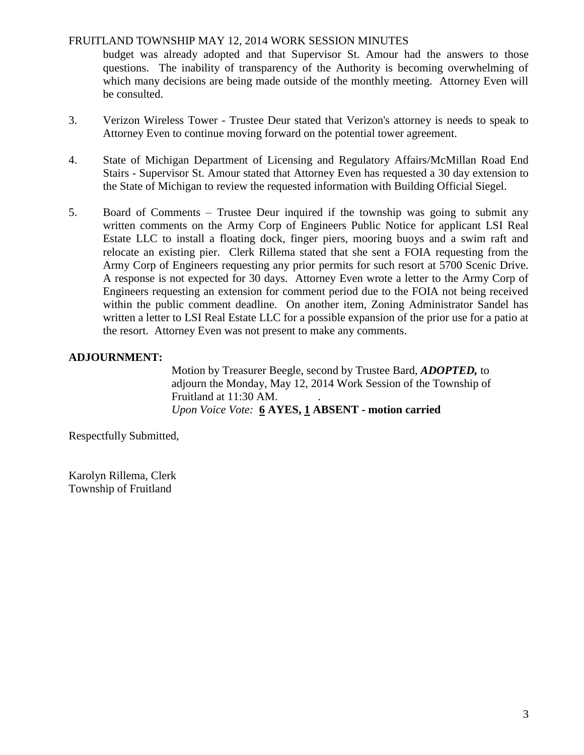budget was already adopted and that Supervisor St. Amour had the answers to those questions. The inability of transparency of the Authority is becoming overwhelming of which many decisions are being made outside of the monthly meeting. Attorney Even will be consulted.

3. Verizon Wireless Tower - Trustee Deur stated that Verizon's attorney is needs to speak to Attorney Even to continue moving forward on the potential tower agreement.

4. State of Michigan Department of Licensing and Regulatory Affairs/McMillan Road End Stairs - Supervisor St. Amour stated that Attorney Even has requested a 30 day extension to the State of Michigan to review the requested information with Building Official Siegel.

5. Board of Comments – Trustee Deur inquired if the township was going to submit any written comments on the Army Corp of Engineers Public Notice for applicant LSI Real Estate LLC to install a floating dock, finger piers, mooring buoys and a swim raft and relocate an existing pier. Clerk Rillema stated that she sent a FOIA requesting from the Army Corp of Engineers requesting any prior permits for such resort at 5700 Scenic Drive. A response is not expected for 30 days. Attorney Even wrote a letter to the Army Corp of Engineers requesting an extension for comment period due to the FOIA not being received within the public comment deadline. On another item, Zoning Administrator Sandel has written a letter to LSI Real Estate LLC for a possible expansion of the prior use for a patio at the resort. Attorney Even was not present to make any comments.

**ADJOURNMENT:**

Motion by Treasurer Beegle, second by Trustee Bard, ***ADOPTED,*** to adjourn the Monday, May 12, 2014 Work Session of the Township of Fruitland at 11:30 AM. .
*Upon Voice Vote:* **6 AYES, 1 ABSENT - motion carried**

Respectfully Submitted,

Karolyn Rillema, Clerk
Township of Fruitland